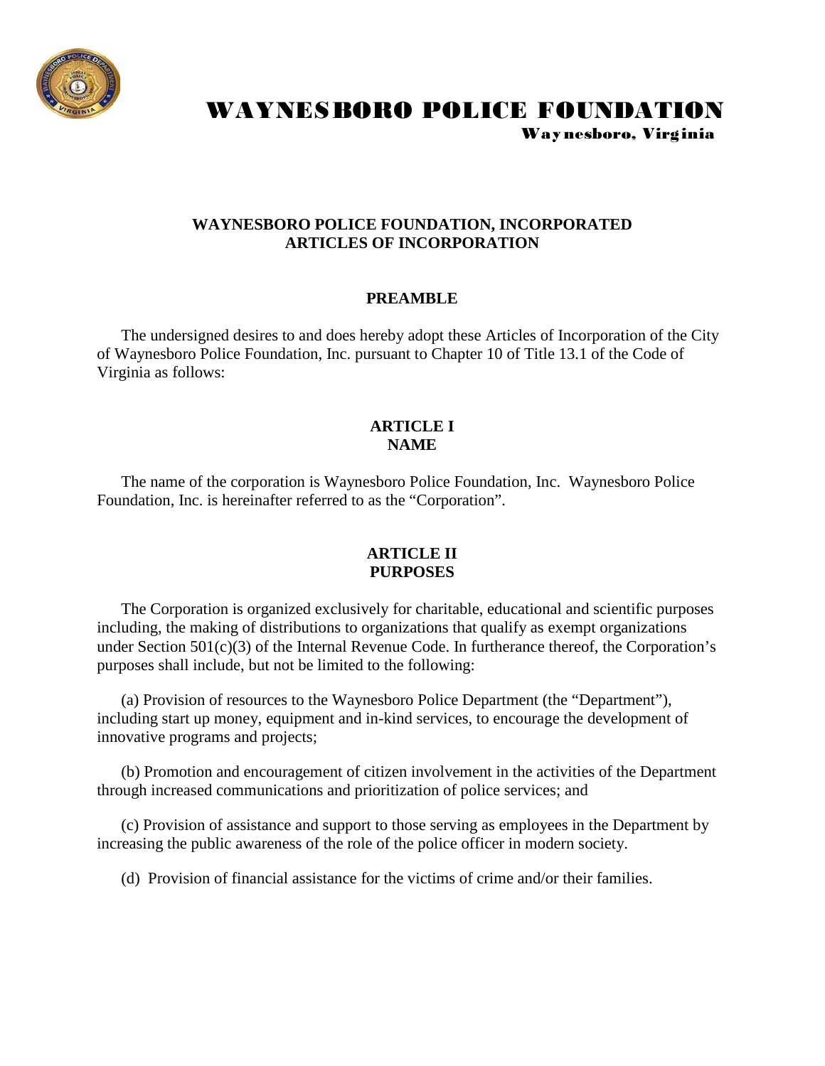# WAYNESBORO POLICE FOUNDATION

Waynesboro, Virginia

## WAYNESBORO POLICE FOUNDATION, INCORPORATED
## ARTICLES OF INCORPORATION

### PREAMBLE

The undersigned desires to and does hereby adopt these Articles of Incorporation of the City of Waynesboro Police Foundation, Inc. pursuant to Chapter 10 of Title 13.1 of the Code of Virginia as follows:

### ARTICLE I
### NAME

The name of the corporation is Waynesboro Police Foundation, Inc. Waynesboro Police Foundation, Inc. is hereinafter referred to as the "Corporation".

### ARTICLE II
### PURPOSES

The Corporation is organized exclusively for charitable, educational and scientific purposes including, the making of distributions to organizations that qualify as exempt organizations under Section 501(c)(3) of the Internal Revenue Code. In furtherance thereof, the Corporation's purposes shall include, but not be limited to the following:

(a) Provision of resources to the Waynesboro Police Department (the "Department"), including start up money, equipment and in-kind services, to encourage the development of innovative programs and projects;

(b) Promotion and encouragement of citizen involvement in the activities of the Department through increased communications and prioritization of police services; and

(c) Provision of assistance and support to those serving as employees in the Department by increasing the public awareness of the role of the police officer in modern society.

(d) Provision of financial assistance for the victims of crime and/or their families.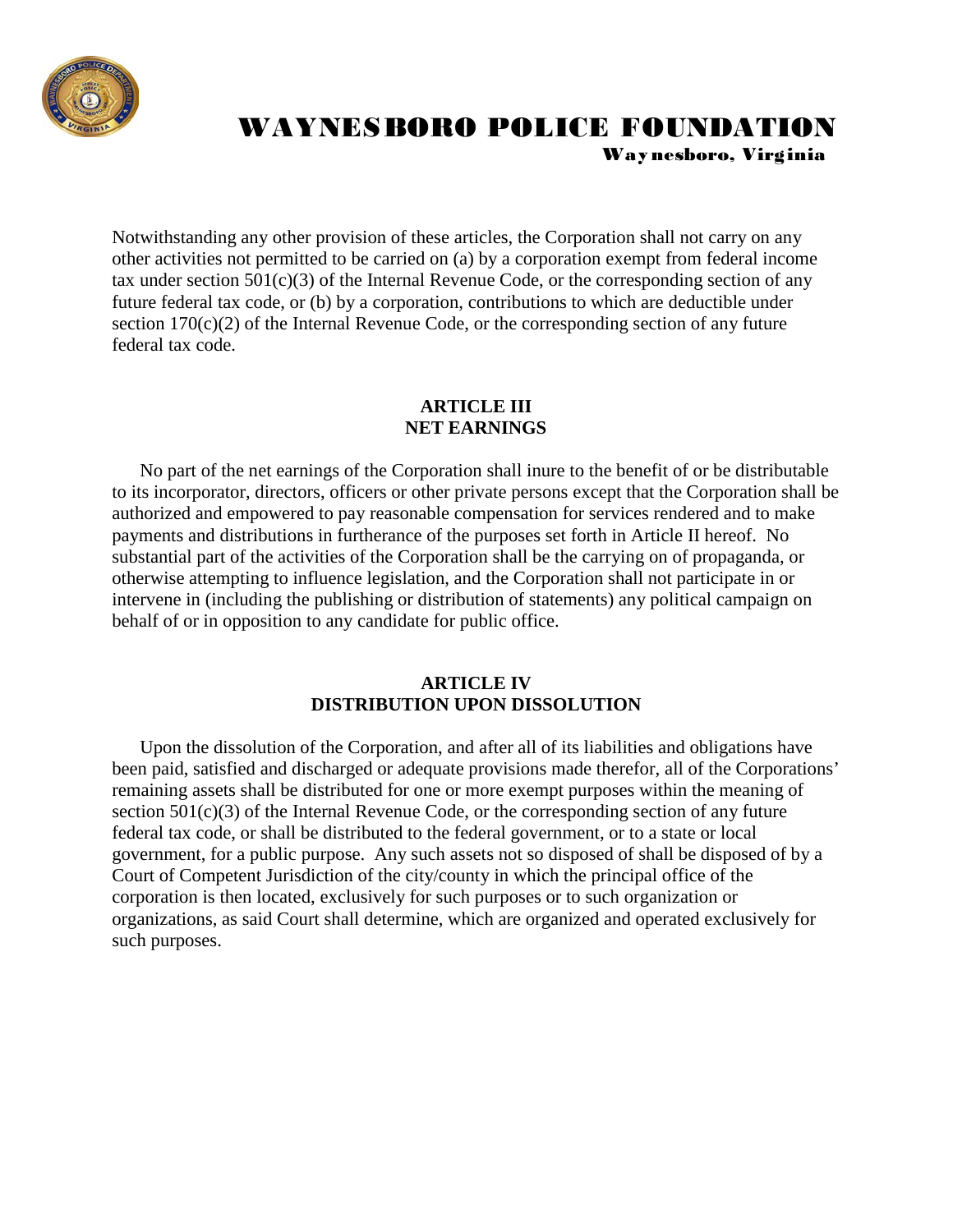Notwithstanding any other provision of these articles, the Corporation shall not carry on any other activities not permitted to be carried on (a) by a corporation exempt from federal income tax under section 501(c)(3) of the Internal Revenue Code, or the corresponding section of any future federal tax code, or (b) by a corporation, contributions to which are deductible under section 170(c)(2) of the Internal Revenue Code, or the corresponding section of any future federal tax code.

## ARTICLE III
## NET EARNINGS

No part of the net earnings of the Corporation shall inure to the benefit of or be distributable to its incorporator, directors, officers or other private persons except that the Corporation shall be authorized and empowered to pay reasonable compensation for services rendered and to make payments and distributions in furtherance of the purposes set forth in Article II hereof. No substantial part of the activities of the Corporation shall be the carrying on of propaganda, or otherwise attempting to influence legislation, and the Corporation shall not participate in or intervene in (including the publishing or distribution of statements) any political campaign on behalf of or in opposition to any candidate for public office.

## ARTICLE IV
## DISTRIBUTION UPON DISSOLUTION

Upon the dissolution of the Corporation, and after all of its liabilities and obligations have been paid, satisfied and discharged or adequate provisions made therefor, all of the Corporations' remaining assets shall be distributed for one or more exempt purposes within the meaning of section 501(c)(3) of the Internal Revenue Code, or the corresponding section of any future federal tax code, or shall be distributed to the federal government, or to a state or local government, for a public purpose. Any such assets not so disposed of shall be disposed of by a Court of Competent Jurisdiction of the city/county in which the principal office of the corporation is then located, exclusively for such purposes or to such organization or organizations, as said Court shall determine, which are organized and operated exclusively for such purposes.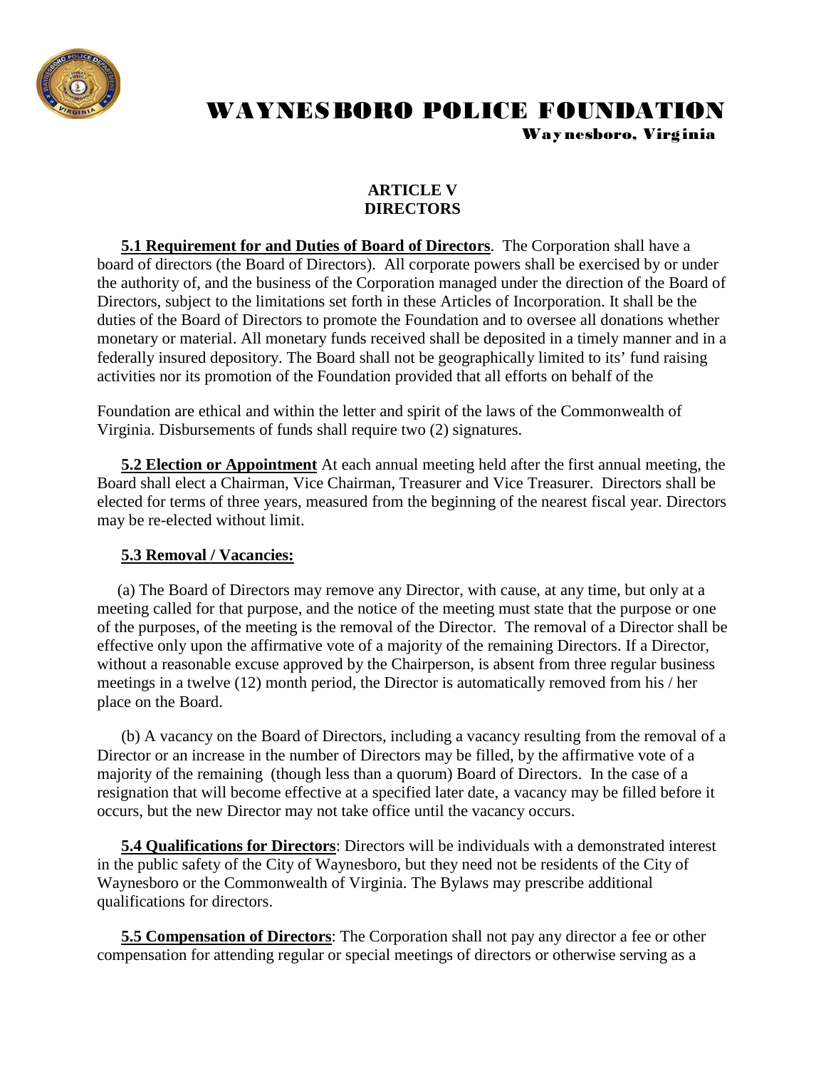# WAYNESBORO POLICE FOUNDATION

Waynesboro, Virginia

## ARTICLE V
## DIRECTORS

**5.1 Requirement for and Duties of Board of Directors**. The Corporation shall have a board of directors (the Board of Directors). All corporate powers shall be exercised by or under the authority of, and the business of the Corporation managed under the direction of the Board of Directors, subject to the limitations set forth in these Articles of Incorporation. It shall be the duties of the Board of Directors to promote the Foundation and to oversee all donations whether monetary or material. All monetary funds received shall be deposited in a timely manner and in a federally insured depository. The Board shall not be geographically limited to its' fund raising activities nor its promotion of the Foundation provided that all efforts on behalf of the Foundation are ethical and within the letter and spirit of the laws of the Commonwealth of Virginia. Disbursements of funds shall require two (2) signatures.

**5.2 Election or Appointment** At each annual meeting held after the first annual meeting, the Board shall elect a Chairman, Vice Chairman, Treasurer and Vice Treasurer. Directors shall be elected for terms of three years, measured from the beginning of the nearest fiscal year. Directors may be re-elected without limit.

**5.3 Removal / Vacancies:**

(a) The Board of Directors may remove any Director, with cause, at any time, but only at a meeting called for that purpose, and the notice of the meeting must state that the purpose or one of the purposes, of the meeting is the removal of the Director. The removal of a Director shall be effective only upon the affirmative vote of a majority of the remaining Directors. If a Director, without a reasonable excuse approved by the Chairperson, is absent from three regular business meetings in a twelve (12) month period, the Director is automatically removed from his / her place on the Board.

(b) A vacancy on the Board of Directors, including a vacancy resulting from the removal of a Director or an increase in the number of Directors may be filled, by the affirmative vote of a majority of the remaining (though less than a quorum) Board of Directors. In the case of a resignation that will become effective at a specified later date, a vacancy may be filled before it occurs, but the new Director may not take office until the vacancy occurs.

**5.4 Qualifications for Directors**: Directors will be individuals with a demonstrated interest in the public safety of the City of Waynesboro, but they need not be residents of the City of Waynesboro or the Commonwealth of Virginia. The Bylaws may prescribe additional qualifications for directors.

**5.5 Compensation of Directors**: The Corporation shall not pay any director a fee or other compensation for attending regular or special meetings of directors or otherwise serving as a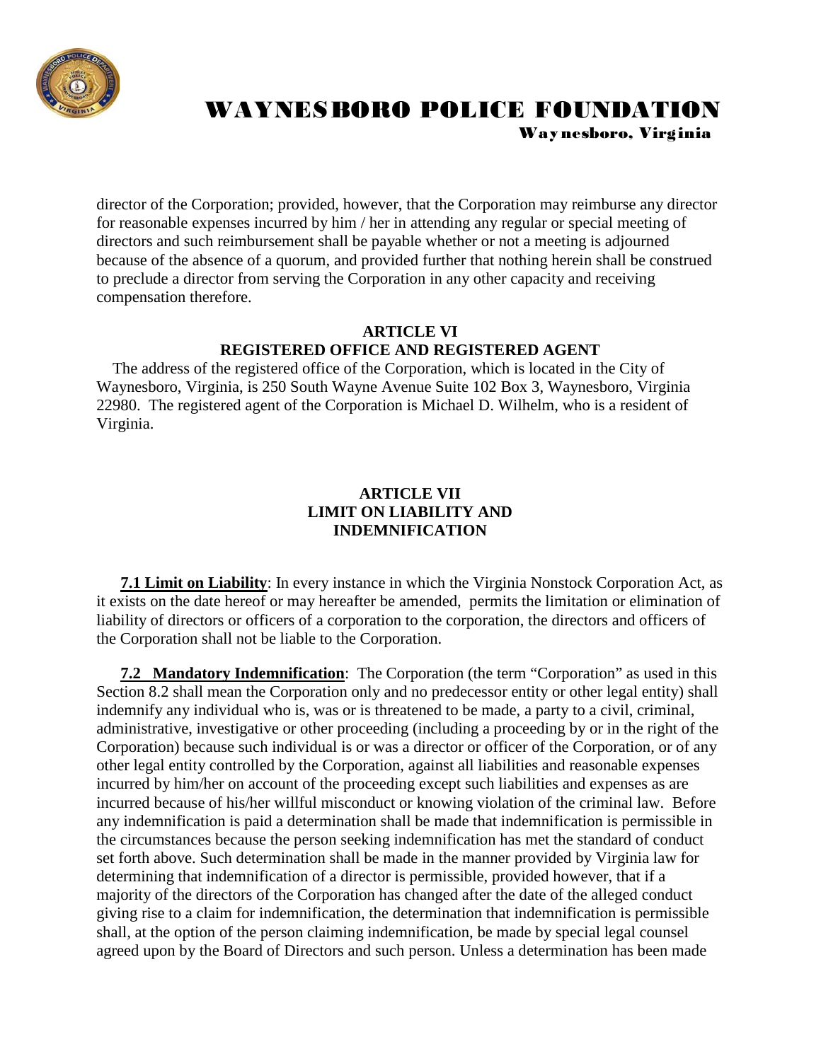director of the Corporation; provided, however, that the Corporation may reimburse any director for reasonable expenses incurred by him / her in attending any regular or special meeting of directors and such reimbursement shall be payable whether or not a meeting is adjourned because of the absence of a quorum, and provided further that nothing herein shall be construed to preclude a director from serving the Corporation in any other capacity and receiving compensation therefore.

## ARTICLE VI
## REGISTERED OFFICE AND REGISTERED AGENT

The address of the registered office of the Corporation, which is located in the City of Waynesboro, Virginia, is 250 South Wayne Avenue Suite 102 Box 3, Waynesboro, Virginia 22980. The registered agent of the Corporation is Michael D. Wilhelm, who is a resident of Virginia.

## ARTICLE VII
## LIMIT ON LIABILITY AND INDEMNIFICATION

**7.1 Limit on Liability**: In every instance in which the Virginia Nonstock Corporation Act, as it exists on the date hereof or may hereafter be amended, permits the limitation or elimination of liability of directors or officers of a corporation to the corporation, the directors and officers of the Corporation shall not be liable to the Corporation.

**7.2 Mandatory Indemnification**: The Corporation (the term "Corporation" as used in this Section 8.2 shall mean the Corporation only and no predecessor entity or other legal entity) shall indemnify any individual who is, was or is threatened to be made, a party to a civil, criminal, administrative, investigative or other proceeding (including a proceeding by or in the right of the Corporation) because such individual is or was a director or officer of the Corporation, or of any other legal entity controlled by the Corporation, against all liabilities and reasonable expenses incurred by him/her on account of the proceeding except such liabilities and expenses as are incurred because of his/her willful misconduct or knowing violation of the criminal law. Before any indemnification is paid a determination shall be made that indemnification is permissible in the circumstances because the person seeking indemnification has met the standard of conduct set forth above. Such determination shall be made in the manner provided by Virginia law for determining that indemnification of a director is permissible, provided however, that if a majority of the directors of the Corporation has changed after the date of the alleged conduct giving rise to a claim for indemnification, the determination that indemnification is permissible shall, at the option of the person claiming indemnification, be made by special legal counsel agreed upon by the Board of Directors and such person. Unless a determination has been made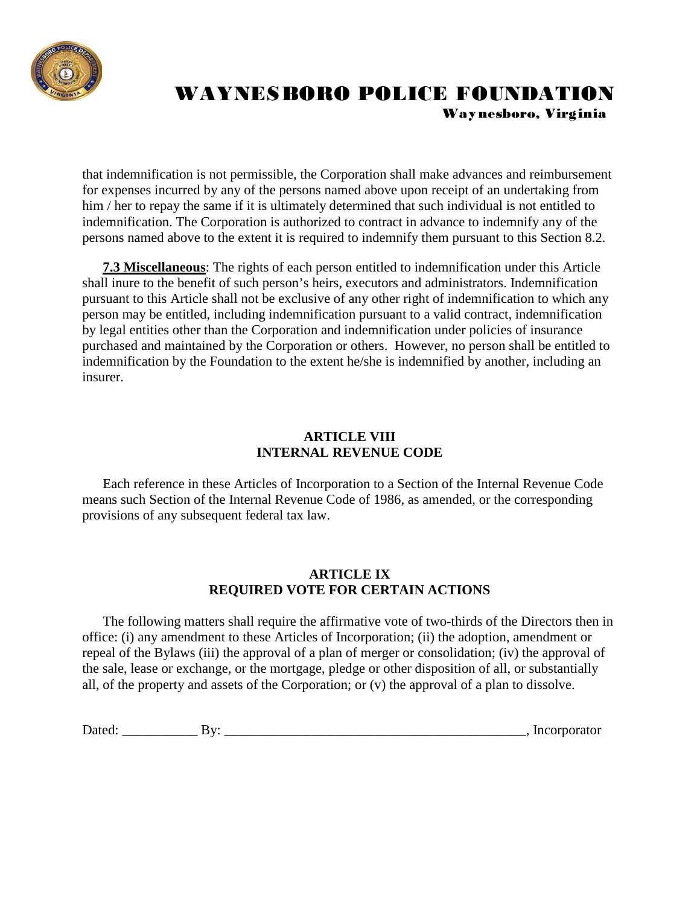that indemnification is not permissible, the Corporation shall make advances and reimbursement for expenses incurred by any of the persons named above upon receipt of an undertaking from him / her to repay the same if it is ultimately determined that such individual is not entitled to indemnification. The Corporation is authorized to contract in advance to indemnify any of the persons named above to the extent it is required to indemnify them pursuant to this Section 8.2.

**7.3 Miscellaneous**: The rights of each person entitled to indemnification under this Article shall inure to the benefit of such person's heirs, executors and administrators. Indemnification pursuant to this Article shall not be exclusive of any other right of indemnification to which any person may be entitled, including indemnification pursuant to a valid contract, indemnification by legal entities other than the Corporation and indemnification under policies of insurance purchased and maintained by the Corporation or others. However, no person shall be entitled to indemnification by the Foundation to the extent he/she is indemnified by another, including an insurer.

## ARTICLE VIII
## INTERNAL REVENUE CODE

Each reference in these Articles of Incorporation to a Section of the Internal Revenue Code means such Section of the Internal Revenue Code of 1986, as amended, or the corresponding provisions of any subsequent federal tax law.

## ARTICLE IX
## REQUIRED VOTE FOR CERTAIN ACTIONS

The following matters shall require the affirmative vote of two-thirds of the Directors then in office: (i) any amendment to these Articles of Incorporation; (ii) the adoption, amendment or repeal of the Bylaws (iii) the approval of a plan of merger or consolidation; (iv) the approval of the sale, lease or exchange, or the mortgage, pledge or other disposition of all, or substantially all, of the property and assets of the Corporation; or (v) the approval of a plan to dissolve.

Dated: ___________ By: ____________________________________________, Incorporator